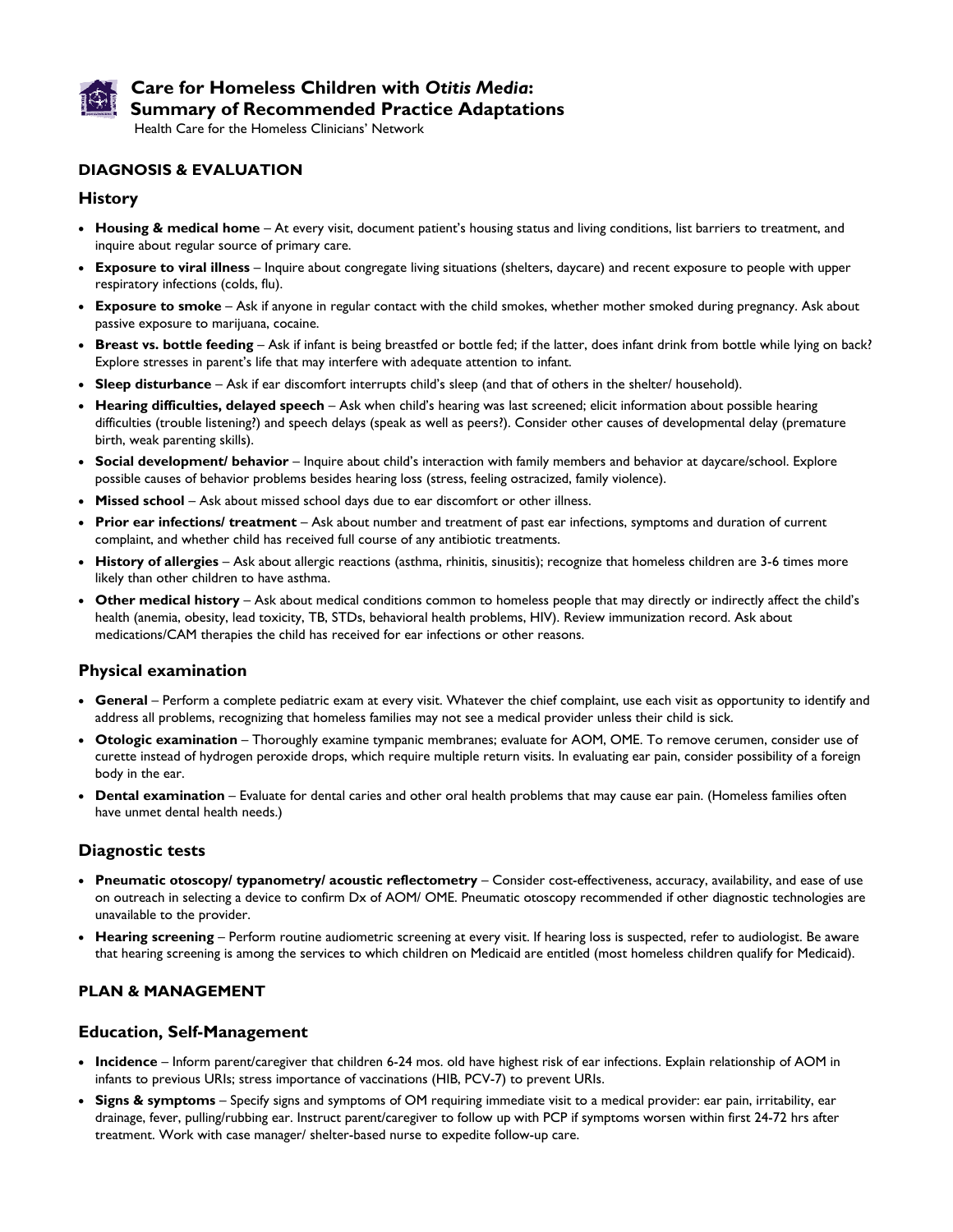# Care for Homeless Children with *Otitis Media*: Summary of Recommended Practice Adaptations

Health Care for the Homeless Clinicians' Network

## DIAGNOSIS & EVALUATION

### History

- **Housing & medical home** – At every visit, document patient's housing status and living conditions, list barriers to treatment, and inquire about regular source of primary care.
- **Exposure to viral illness** – Inquire about congregate living situations (shelters, daycare) and recent exposure to people with upper respiratory infections (colds, flu).
- **Exposure to smoke** – Ask if anyone in regular contact with the child smokes, whether mother smoked during pregnancy. Ask about passive exposure to marijuana, cocaine.
- **Breast vs. bottle feeding** – Ask if infant is being breastfed or bottle fed; if the latter, does infant drink from bottle while lying on back? Explore stresses in parent's life that may interfere with adequate attention to infant.
- **Sleep disturbance** – Ask if ear discomfort interrupts child's sleep (and that of others in the shelter/ household).
- **Hearing difficulties, delayed speech** – Ask when child's hearing was last screened; elicit information about possible hearing difficulties (trouble listening?) and speech delays (speak as well as peers?). Consider other causes of developmental delay (premature birth, weak parenting skills).
- **Social development/ behavior** – Inquire about child's interaction with family members and behavior at daycare/school. Explore possible causes of behavior problems besides hearing loss (stress, feeling ostracized, family violence).
- **Missed school** – Ask about missed school days due to ear discomfort or other illness.
- **Prior ear infections/ treatment** – Ask about number and treatment of past ear infections, symptoms and duration of current complaint, and whether child has received full course of any antibiotic treatments.
- **History of allergies** – Ask about allergic reactions (asthma, rhinitis, sinusitis); recognize that homeless children are 3-6 times more likely than other children to have asthma.
- **Other medical history** – Ask about medical conditions common to homeless people that may directly or indirectly affect the child's health (anemia, obesity, lead toxicity, TB, STDs, behavioral health problems, HIV). Review immunization record. Ask about medications/CAM therapies the child has received for ear infections or other reasons.

### Physical examination

- **General** – Perform a complete pediatric exam at every visit. Whatever the chief complaint, use each visit as opportunity to identify and address all problems, recognizing that homeless families may not see a medical provider unless their child is sick.
- **Otologic examination** – Thoroughly examine tympanic membranes; evaluate for AOM, OME. To remove cerumen, consider use of curette instead of hydrogen peroxide drops, which require multiple return visits. In evaluating ear pain, consider possibility of a foreign body in the ear.
- **Dental examination** – Evaluate for dental caries and other oral health problems that may cause ear pain. (Homeless families often have unmet dental health needs.)

### Diagnostic tests

- **Pneumatic otoscopy/ typanometry/ acoustic reflectometry** – Consider cost-effectiveness, accuracy, availability, and ease of use on outreach in selecting a device to confirm Dx of AOM/ OME. Pneumatic otoscopy recommended if other diagnostic technologies are unavailable to the provider.
- **Hearing screening** – Perform routine audiometric screening at every visit. If hearing loss is suspected, refer to audiologist. Be aware that hearing screening is among the services to which children on Medicaid are entitled (most homeless children qualify for Medicaid).

## PLAN & MANAGEMENT

### Education, Self-Management

- **Incidence** – Inform parent/caregiver that children 6-24 mos. old have highest risk of ear infections. Explain relationship of AOM in infants to previous URIs; stress importance of vaccinations (HIB, PCV-7) to prevent URIs.
- **Signs & symptoms** – Specify signs and symptoms of OM requiring immediate visit to a medical provider: ear pain, irritability, ear drainage, fever, pulling/rubbing ear. Instruct parent/caregiver to follow up with PCP if symptoms worsen within first 24-72 hrs after treatment. Work with case manager/ shelter-based nurse to expedite follow-up care.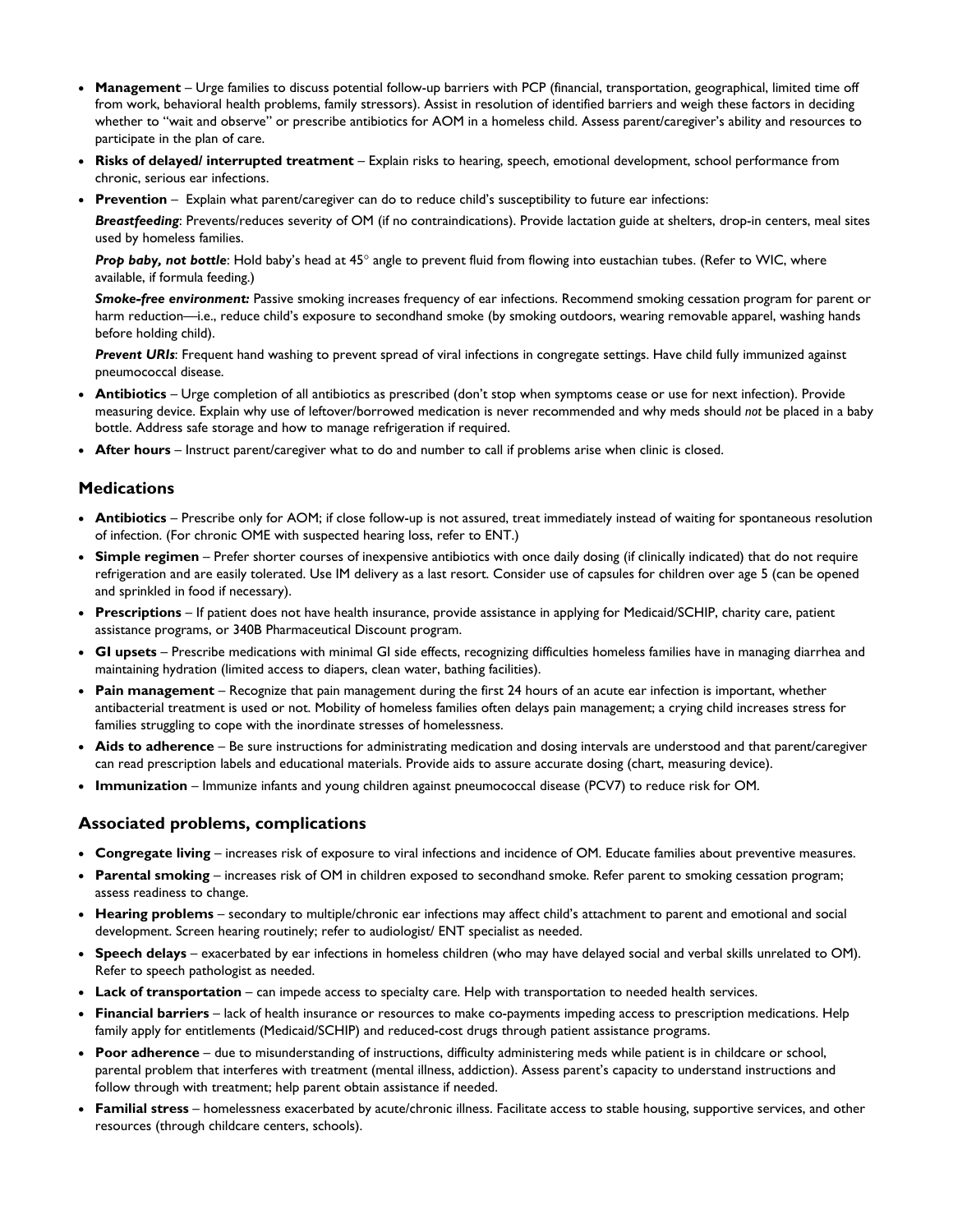- **Management** – Urge families to discuss potential follow-up barriers with PCP (financial, transportation, geographical, limited time off from work, behavioral health problems, family stressors). Assist in resolution of identified barriers and weigh these factors in deciding whether to "wait and observe" or prescribe antibiotics for AOM in a homeless child. Assess parent/caregiver's ability and resources to participate in the plan of care.
- **Risks of delayed/ interrupted treatment** – Explain risks to hearing, speech, emotional development, school performance from chronic, serious ear infections.
- **Prevention** – Explain what parent/caregiver can do to reduce child's susceptibility to future ear infections:

  ***Breastfeeding***: Prevents/reduces severity of OM (if no contraindications). Provide lactation guide at shelters, drop-in centers, meal sites used by homeless families.

  ***Prop baby, not bottle***: Hold baby's head at 45° angle to prevent fluid from flowing into eustachian tubes. (Refer to WIC, where available, if formula feeding.)

  ***Smoke-free environment:*** Passive smoking increases frequency of ear infections. Recommend smoking cessation program for parent or harm reduction—i.e., reduce child's exposure to secondhand smoke (by smoking outdoors, wearing removable apparel, washing hands before holding child).

  ***Prevent URIs***: Frequent hand washing to prevent spread of viral infections in congregate settings. Have child fully immunized against pneumococcal disease.
- **Antibiotics** – Urge completion of all antibiotics as prescribed (don't stop when symptoms cease or use for next infection). Provide measuring device. Explain why use of leftover/borrowed medication is never recommended and why meds should *not* be placed in a baby bottle. Address safe storage and how to manage refrigeration if required.
- **After hours** – Instruct parent/caregiver what to do and number to call if problems arise when clinic is closed.

## Medications

- **Antibiotics** – Prescribe only for AOM; if close follow-up is not assured, treat immediately instead of waiting for spontaneous resolution of infection. (For chronic OME with suspected hearing loss, refer to ENT.)
- **Simple regimen** – Prefer shorter courses of inexpensive antibiotics with once daily dosing (if clinically indicated) that do not require refrigeration and are easily tolerated. Use IM delivery as a last resort. Consider use of capsules for children over age 5 (can be opened and sprinkled in food if necessary).
- **Prescriptions** – If patient does not have health insurance, provide assistance in applying for Medicaid/SCHIP, charity care, patient assistance programs, or 340B Pharmaceutical Discount program.
- **GI upsets** – Prescribe medications with minimal GI side effects, recognizing difficulties homeless families have in managing diarrhea and maintaining hydration (limited access to diapers, clean water, bathing facilities).
- **Pain management** – Recognize that pain management during the first 24 hours of an acute ear infection is important, whether antibacterial treatment is used or not. Mobility of homeless families often delays pain management; a crying child increases stress for families struggling to cope with the inordinate stresses of homelessness.
- **Aids to adherence** – Be sure instructions for administrating medication and dosing intervals are understood and that parent/caregiver can read prescription labels and educational materials. Provide aids to assure accurate dosing (chart, measuring device).
- **Immunization** – Immunize infants and young children against pneumococcal disease (PCV7) to reduce risk for OM.

## Associated problems, complications

- **Congregate living** – increases risk of exposure to viral infections and incidence of OM. Educate families about preventive measures.
- **Parental smoking** – increases risk of OM in children exposed to secondhand smoke. Refer parent to smoking cessation program; assess readiness to change.
- **Hearing problems** – secondary to multiple/chronic ear infections may affect child's attachment to parent and emotional and social development. Screen hearing routinely; refer to audiologist/ ENT specialist as needed.
- **Speech delays** – exacerbated by ear infections in homeless children (who may have delayed social and verbal skills unrelated to OM). Refer to speech pathologist as needed.
- **Lack of transportation** – can impede access to specialty care. Help with transportation to needed health services.
- **Financial barriers** – lack of health insurance or resources to make co-payments impeding access to prescription medications. Help family apply for entitlements (Medicaid/SCHIP) and reduced-cost drugs through patient assistance programs.
- **Poor adherence** – due to misunderstanding of instructions, difficulty administering meds while patient is in childcare or school, parental problem that interferes with treatment (mental illness, addiction). Assess parent's capacity to understand instructions and follow through with treatment; help parent obtain assistance if needed.
- **Familial stress** – homelessness exacerbated by acute/chronic illness. Facilitate access to stable housing, supportive services, and other resources (through childcare centers, schools).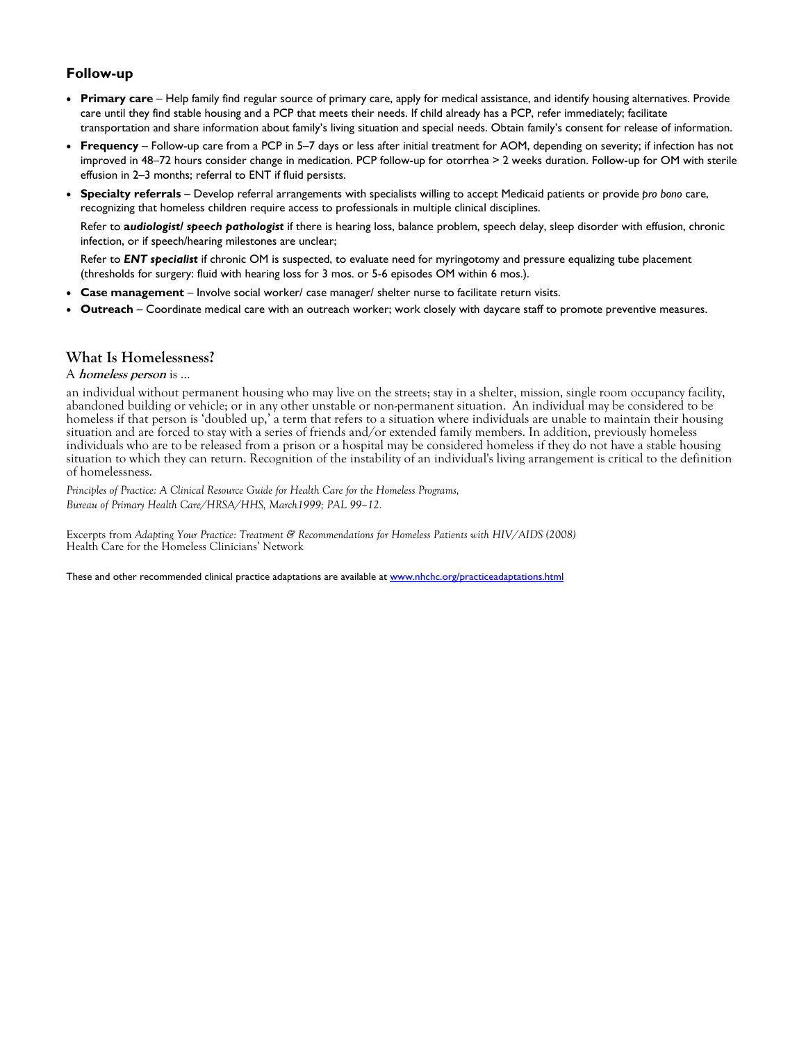## Follow-up

- **Primary care** – Help family find regular source of primary care, apply for medical assistance, and identify housing alternatives. Provide care until they find stable housing and a PCP that meets their needs. If child already has a PCP, refer immediately; facilitate transportation and share information about family's living situation and special needs. Obtain family's consent for release of information.
- **Frequency** – Follow-up care from a PCP in 5–7 days or less after initial treatment for AOM, depending on severity; if infection has not improved in 48–72 hours consider change in medication. PCP follow-up for otorrhea > 2 weeks duration. Follow-up for OM with sterile effusion in 2–3 months; referral to ENT if fluid persists.
- **Specialty referrals** – Develop referral arrangements with specialists willing to accept Medicaid patients or provide *pro bono* care, recognizing that homeless children require access to professionals in multiple clinical disciplines.

  Refer to ***audiologist/ speech pathologist*** if there is hearing loss, balance problem, speech delay, sleep disorder with effusion, chronic infection, or if speech/hearing milestones are unclear;

  Refer to ***ENT specialist*** if chronic OM is suspected, to evaluate need for myringotomy and pressure equalizing tube placement (thresholds for surgery: fluid with hearing loss for 3 mos. or 5-6 episodes OM within 6 mos.).
- **Case management** – Involve social worker/ case manager/ shelter nurse to facilitate return visits.
- **Outreach** – Coordinate medical care with an outreach worker; work closely with daycare staff to promote preventive measures.

## What Is Homelessness?

A ***homeless person*** is ...

an individual without permanent housing who may live on the streets; stay in a shelter, mission, single room occupancy facility, abandoned building or vehicle; or in any other unstable or non-permanent situation. An individual may be considered to be homeless if that person is 'doubled up,' a term that refers to a situation where individuals are unable to maintain their housing situation and are forced to stay with a series of friends and/or extended family members. In addition, previously homeless individuals who are to be released from a prison or a hospital may be considered homeless if they do not have a stable housing situation to which they can return. Recognition of the instability of an individual's living arrangement is critical to the definition of homelessness.

*Principles of Practice: A Clinical Resource Guide for Health Care for the Homeless Programs, Bureau of Primary Health Care/HRSA/HHS, March1999; PAL 99–12.*

Excerpts from *Adapting Your Practice: Treatment & Recommendations for Homeless Patients with HIV/AIDS (2008)*
Health Care for the Homeless Clinicians' Network

These and other recommended clinical practice adaptations are available at www.nhchc.org/practiceadaptations.html